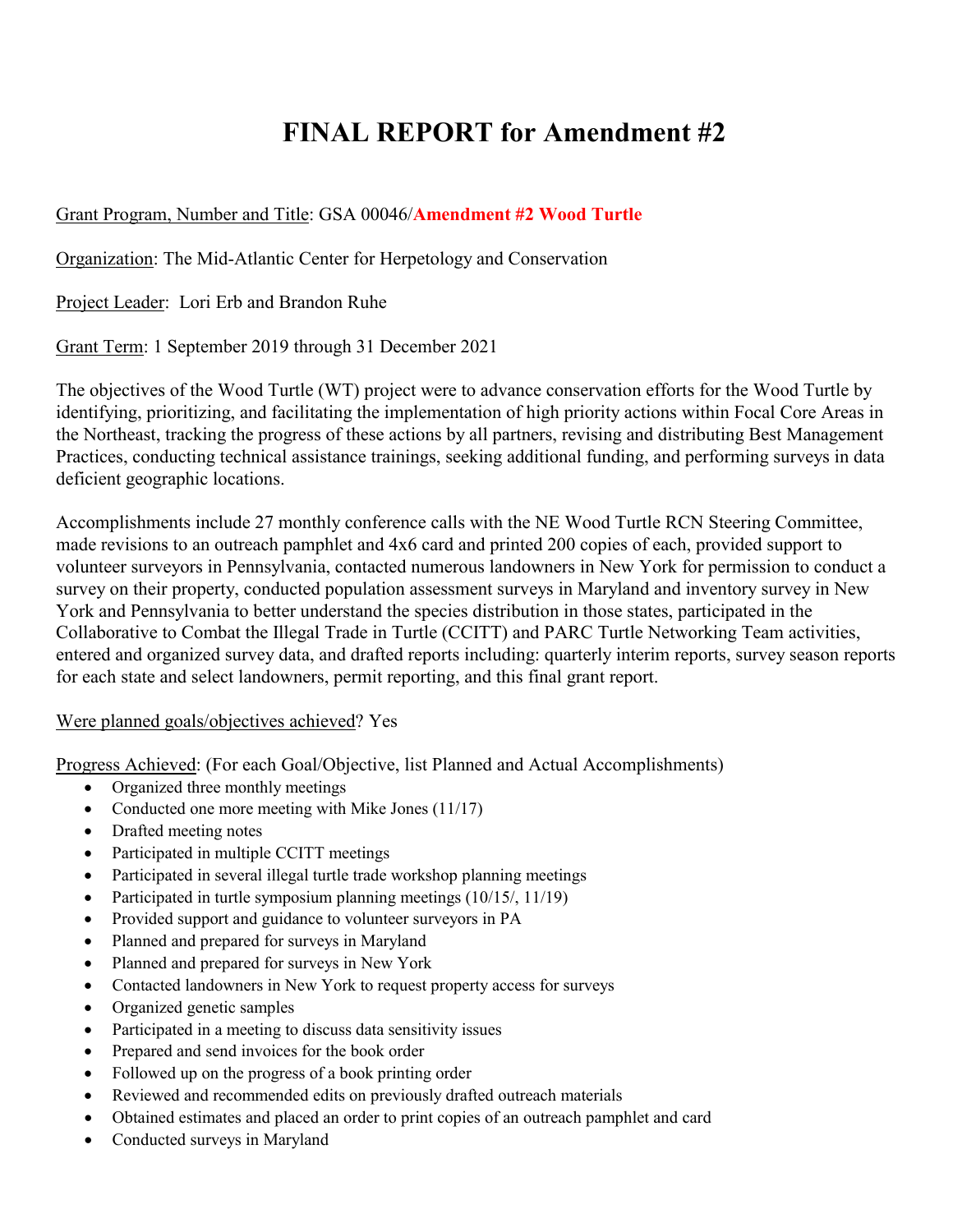# FINAL REPORT for Amendment #2

Grant Program, Number and Title: GSA 00046/**Amendment #2 Wood Turtle**

Organization: The Mid-Atlantic Center for Herpetology and Conservation

Project Leader: Lori Erb and Brandon Ruhe

Grant Term: 1 September 2019 through 31 December 2021

The objectives of the Wood Turtle (WT) project were to advance conservation efforts for the Wood Turtle by identifying, prioritizing, and facilitating the implementation of high priority actions within Focal Core Areas in the Northeast, tracking the progress of these actions by all partners, revising and distributing Best Management Practices, conducting technical assistance trainings, seeking additional funding, and performing surveys in data deficient geographic locations.

Accomplishments include 27 monthly conference calls with the NE Wood Turtle RCN Steering Committee, made revisions to an outreach pamphlet and 4x6 card and printed 200 copies of each, provided support to volunteer surveyors in Pennsylvania, contacted numerous landowners in New York for permission to conduct a survey on their property, conducted population assessment surveys in Maryland and inventory survey in New York and Pennsylvania to better understand the species distribution in those states, participated in the Collaborative to Combat the Illegal Trade in Turtle (CCITT) and PARC Turtle Networking Team activities, entered and organized survey data, and drafted reports including: quarterly interim reports, survey season reports for each state and select landowners, permit reporting, and this final grant report.

Were planned goals/objectives achieved? Yes

Progress Achieved: (For each Goal/Objective, list Planned and Actual Accomplishments)

- Organized three monthly meetings
- Conducted one more meeting with Mike Jones (11/17)
- Drafted meeting notes
- Participated in multiple CCITT meetings
- Participated in several illegal turtle trade workshop planning meetings
- Participated in turtle symposium planning meetings (10/15/, 11/19)
- Provided support and guidance to volunteer surveyors in PA
- Planned and prepared for surveys in Maryland
- Planned and prepared for surveys in New York
- Contacted landowners in New York to request property access for surveys
- Organized genetic samples
- Participated in a meeting to discuss data sensitivity issues
- Prepared and send invoices for the book order
- Followed up on the progress of a book printing order
- Reviewed and recommended edits on previously drafted outreach materials
- Obtained estimates and placed an order to print copies of an outreach pamphlet and card
- Conducted surveys in Maryland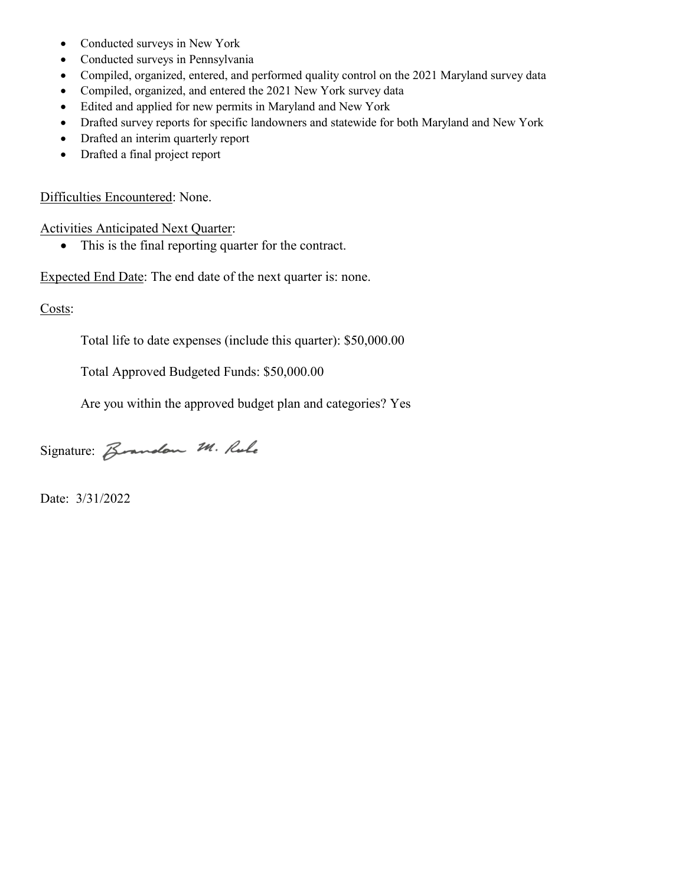- Conducted surveys in New York
- Conducted surveys in Pennsylvania
- Compiled, organized, entered, and performed quality control on the 2021 Maryland survey data
- Compiled, organized, and entered the 2021 New York survey data
- Edited and applied for new permits in Maryland and New York
- Drafted survey reports for specific landowners and statewide for both Maryland and New York
- Drafted an interim quarterly report
- Drafted a final project report

Difficulties Encountered: None.

Activities Anticipated Next Quarter:

- This is the final reporting quarter for the contract.

Expected End Date: The end date of the next quarter is: none.

Costs:

Total life to date expenses (include this quarter): $50,000.00

Total Approved Budgeted Funds: $50,000.00

Are you within the approved budget plan and categories? Yes

Signature: Brandon M. Ruhe

Date: 3/31/2022